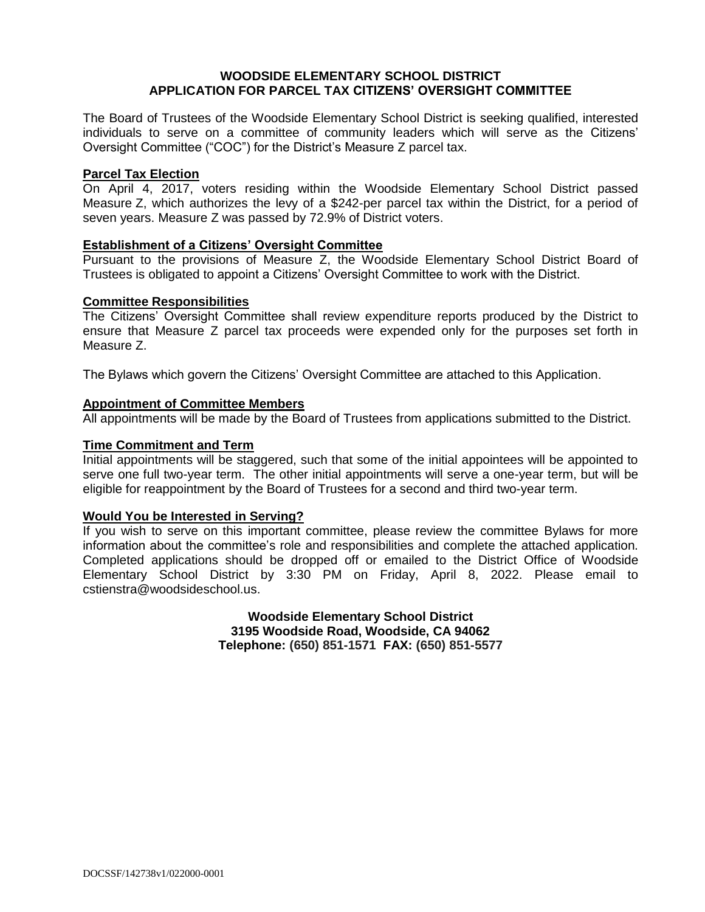# WOODSIDE ELEMENTARY SCHOOL DISTRICT
## APPLICATION FOR PARCEL TAX CITIZENS' OVERSIGHT COMMITTEE

The Board of Trustees of the Woodside Elementary School District is seeking qualified, interested individuals to serve on a committee of community leaders which will serve as the Citizens' Oversight Committee ("COC") for the District's Measure Z parcel tax.

### Parcel Tax Election

On April 4, 2017, voters residing within the Woodside Elementary School District passed Measure Z, which authorizes the levy of a $242-per parcel tax within the District, for a period of seven years. Measure Z was passed by 72.9% of District voters.

### Establishment of a Citizens' Oversight Committee

Pursuant to the provisions of Measure Z, the Woodside Elementary School District Board of Trustees is obligated to appoint a Citizens' Oversight Committee to work with the District.

### Committee Responsibilities

The Citizens' Oversight Committee shall review expenditure reports produced by the District to ensure that Measure Z parcel tax proceeds were expended only for the purposes set forth in Measure Z.

The Bylaws which govern the Citizens' Oversight Committee are attached to this Application.

### Appointment of Committee Members

All appointments will be made by the Board of Trustees from applications submitted to the District.

### Time Commitment and Term

Initial appointments will be staggered, such that some of the initial appointees will be appointed to serve one full two-year term. The other initial appointments will serve a one-year term, but will be eligible for reappointment by the Board of Trustees for a second and third two-year term.

### Would You be Interested in Serving?

If you wish to serve on this important committee, please review the committee Bylaws for more information about the committee's role and responsibilities and complete the attached application. Completed applications should be dropped off or emailed to the District Office of Woodside Elementary School District by 3:30 PM on Friday, April 8, 2022. Please email to cstienstra@woodsideschool.us.

**Woodside Elementary School District**
**3195 Woodside Road, Woodside, CA 94062**
**Telephone: (650) 851-1571 FAX: (650) 851-5577**

DOCSSF/142738v1/022000-0001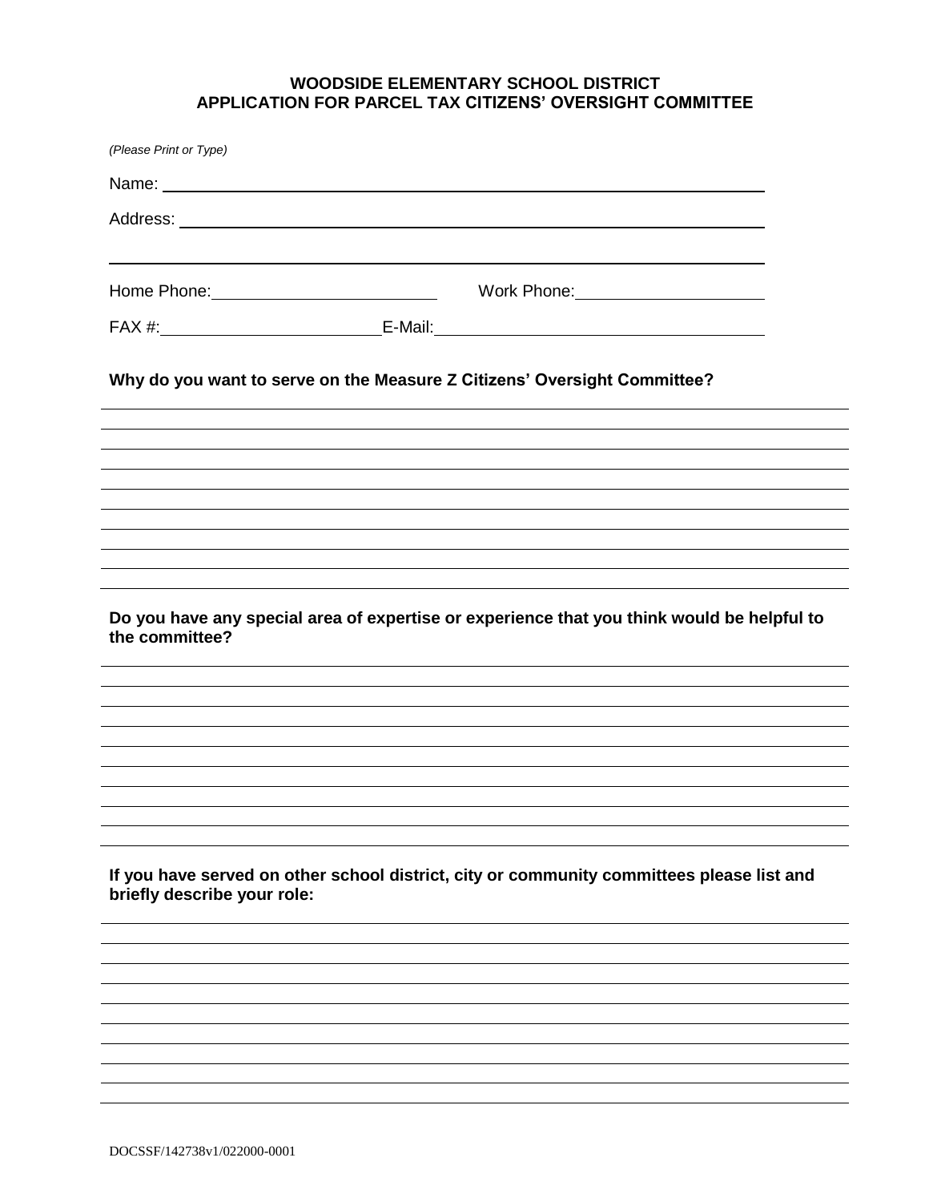**WOODSIDE ELEMENTARY SCHOOL DISTRICT**
**APPLICATION FOR PARCEL TAX CITIZENS' OVERSIGHT COMMITTEE**

*(Please Print or Type)*

Name: ____________________________________________

Address: ____________________________________________

____________________________________________

Home Phone: ______________________ Work Phone: ______________________

FAX #: ______________________ E-Mail: ______________________

**Why do you want to serve on the Measure Z Citizens' Oversight Committee?**

____________________________________________

____________________________________________

____________________________________________

____________________________________________

____________________________________________

____________________________________________

____________________________________________

____________________________________________

____________________________________________

**Do you have any special area of expertise or experience that you think would be helpful to the committee?**

____________________________________________

____________________________________________

____________________________________________

____________________________________________

____________________________________________

____________________________________________

____________________________________________

____________________________________________

____________________________________________

**If you have served on other school district, city or community committees please list and briefly describe your role:**

____________________________________________

____________________________________________

____________________________________________

____________________________________________

____________________________________________

____________________________________________

____________________________________________

____________________________________________

____________________________________________

DOCSSF/142738v1/022000-0001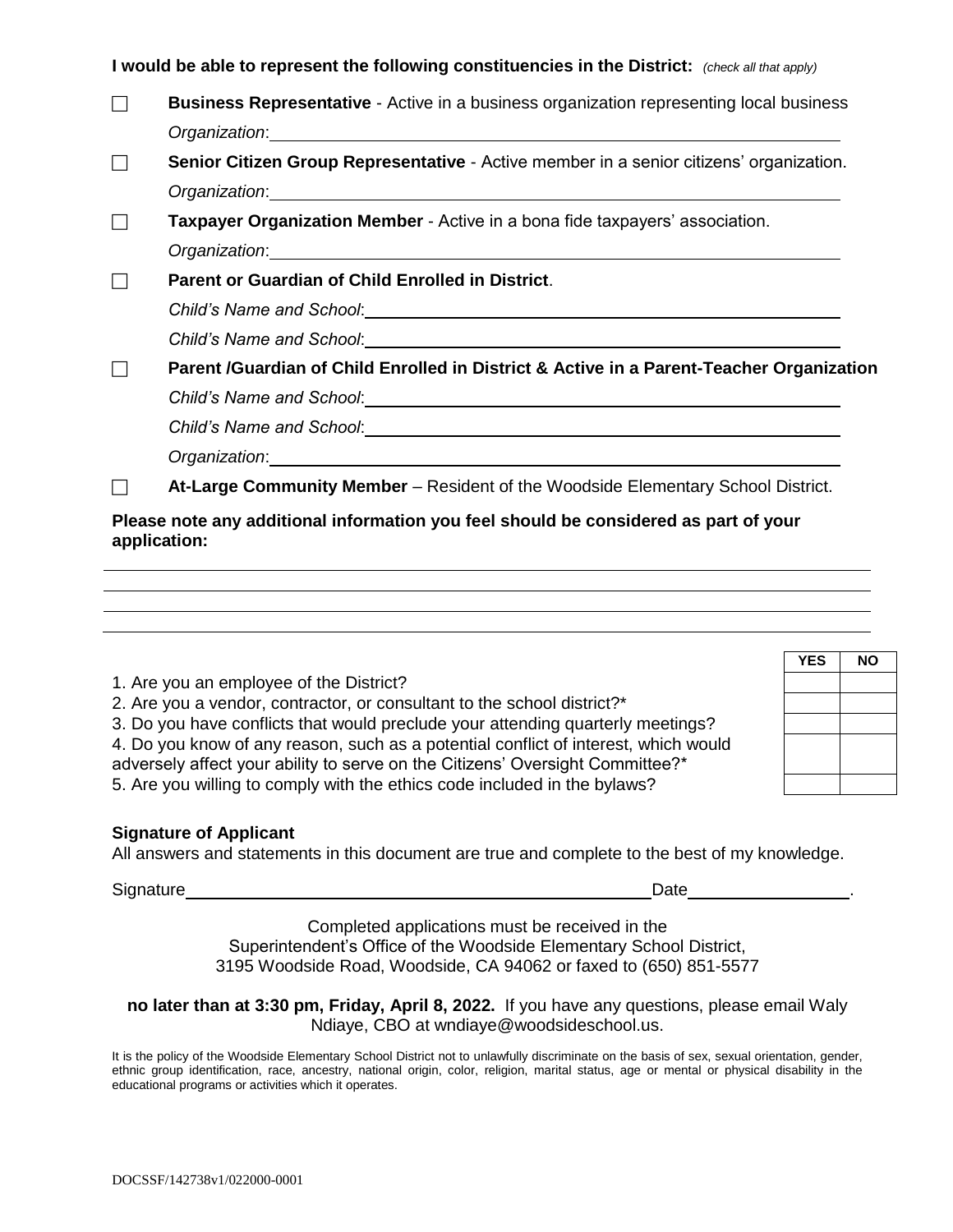**I would be able to represent the following constituencies in the District:** *(check all that apply)*

☐ **Business Representative** - Active in a business organization representing local business
*Organization*: ______________________________________________

☐ **Senior Citizen Group Representative** - Active member in a senior citizens' organization.
*Organization*: ______________________________________________

☐ **Taxpayer Organization Member** - Active in a bona fide taxpayers' association.
*Organization*: ______________________________________________

☐ **Parent or Guardian of Child Enrolled in District**.
*Child's Name and School*: ______________________________________________
*Child's Name and School*: ______________________________________________

☐ **Parent /Guardian of Child Enrolled in District & Active in a Parent-Teacher Organization**
*Child's Name and School*: ______________________________________________
*Child's Name and School*: ______________________________________________
*Organization*: ______________________________________________

☐ **At-Large Community Member** – Resident of the Woodside Elementary School District.

**Please note any additional information you feel should be considered as part of your application:**

______________________________________________

______________________________________________

______________________________________________

______________________________________________

| | YES | NO |
|---|---|---|
| 1. Are you an employee of the District? | | |
| 2. Are you a vendor, contractor, or consultant to the school district?* | | |
| 3. Do you have conflicts that would preclude your attending quarterly meetings? | | |
| 4. Do you know of any reason, such as a potential conflict of interest, which would adversely affect your ability to serve on the Citizens' Oversight Committee?* | | |
| 5. Are you willing to comply with the ethics code included in the bylaws? | | |

**Signature of Applicant**

All answers and statements in this document are true and complete to the best of my knowledge.

Signature ______________________________________ Date ________________.

Completed applications must be received in the
Superintendent's Office of the Woodside Elementary School District,
3195 Woodside Road, Woodside, CA 94062 or faxed to (650) 851-5577

**no later than at 3:30 pm, Friday, April 8, 2022.** If you have any questions, please email Waly Ndiaye, CBO at wndiaye@woodsideschool.us.

It is the policy of the Woodside Elementary School District not to unlawfully discriminate on the basis of sex, sexual orientation, gender, ethnic group identification, race, ancestry, national origin, color, religion, marital status, age or mental or physical disability in the educational programs or activities which it operates.

DOCSSF/142738v1/022000-0001